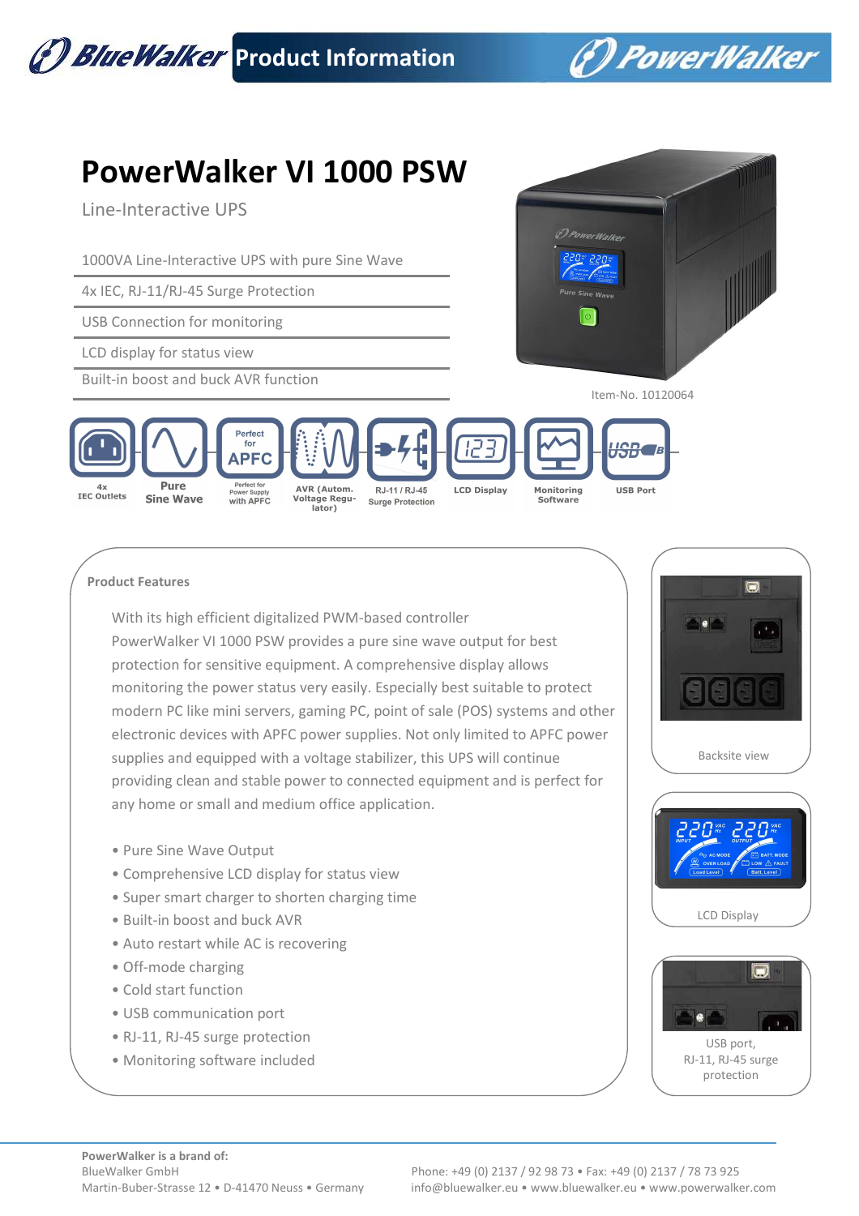Product Information

# PowerWalker VI 1000 PSW

Line-Interactive UPS

- 1000VA Line-Interactive UPS with pure Sine Wave
- 4x IEC, RJ-11/RJ-45 Surge Protection
- USB Connection for monitoring
- LCD display for status view
- Built-in boost and buck AVR function

Item-No. 10120064

4x IEC Outlets | Pure Sine Wave | Perfect for Power Supply with APFC | AVR (Autom. Voltage Regulator) | RJ-11 / RJ-45 Surge Protection | LCD Display | Monitoring Software | USB Port

## Product Features

With its high efficient digitalized PWM-based controller PowerWalker VI 1000 PSW provides a pure sine wave output for best protection for sensitive equipment. A comprehensive display allows monitoring the power status very easily. Especially best suitable to protect modern PC like mini servers, gaming PC, point of sale (POS) systems and other electronic devices with APFC power supplies. Not only limited to APFC power supplies and equipped with a voltage stabilizer, this UPS will continue providing clean and stable power to connected equipment and is perfect for any home or small and medium office application.

- Pure Sine Wave Output
- Comprehensive LCD display for status view
- Super smart charger to shorten charging time
- Built-in boost and buck AVR
- Auto restart while AC is recovering
- Off-mode charging
- Cold start function
- USB communication port
- RJ-11, RJ-45 surge protection
- Monitoring software included

Backsite view

LCD Display

USB port, RJ-11, RJ-45 surge protection

**PowerWalker is a brand of:**
BlueWalker GmbH
Martin-Buber-Strasse 12 • D-41470 Neuss • Germany

Phone: +49 (0) 2137 / 92 98 73 • Fax: +49 (0) 2137 / 78 73 925
info@bluewalker.eu • www.bluewalker.eu • www.powerwalker.com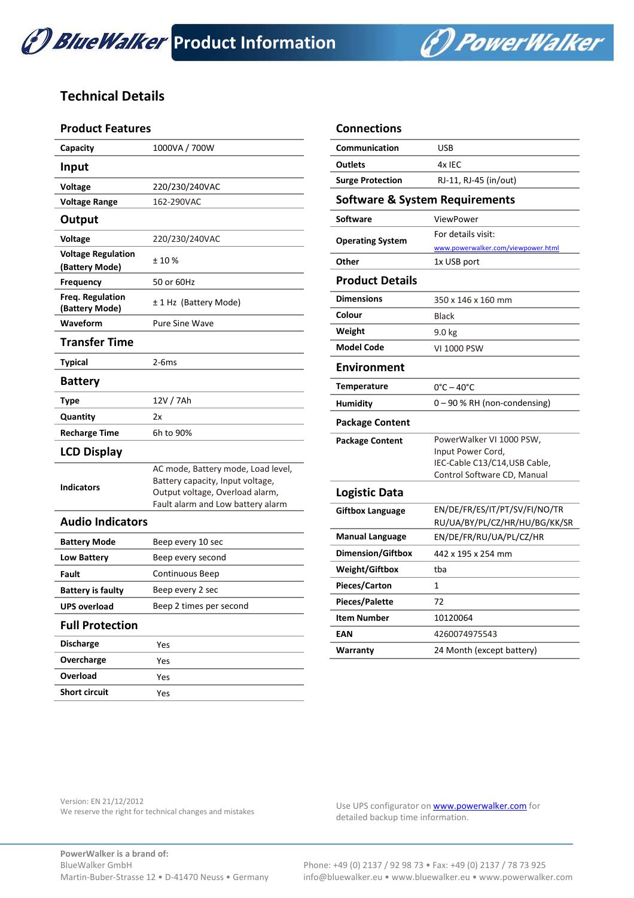# Technical Details

## Product Features

| | |
|---|---|
| **Capacity** | 1000VA / 700W |

### Input

| | |
|---|---|
| **Voltage** | 220/230/240VAC |
| **Voltage Range** | 162-290VAC |

### Output

| | |
|---|---|
| **Voltage** | 220/230/240VAC |
| **Voltage Regulation (Battery Mode)** | ± 10 % |
| **Frequency** | 50 or 60Hz |
| **Freq. Regulation (Battery Mode)** | ± 1 Hz (Battery Mode) |
| **Waveform** | Pure Sine Wave |

### Transfer Time

| | |
|---|---|
| **Typical** | 2-6ms |

### Battery

| | |
|---|---|
| **Type** | 12V / 7Ah |
| **Quantity** | 2x |
| **Recharge Time** | 6h to 90% |

### LCD Display

| | |
|---|---|
| **Indicators** | AC mode, Battery mode, Load level, Battery capacity, Input voltage, Output voltage, Overload alarm, Fault alarm and Low battery alarm |

### Audio Indicators

| | |
|---|---|
| **Battery Mode** | Beep every 10 sec |
| **Low Battery** | Beep every second |
| **Fault** | Continuous Beep |
| **Battery is faulty** | Beep every 2 sec |
| **UPS overload** | Beep 2 times per second |

### Full Protection

| | |
|---|---|
| **Discharge** | Yes |
| **Overcharge** | Yes |
| **Overload** | Yes |
| **Short circuit** | Yes |

## Connections

| | |
|---|---|
| **Communication** | USB |
| **Outlets** | 4x IEC |
| **Surge Protection** | RJ-11, RJ-45 (in/out) |

### Software & System Requirements

| | |
|---|---|
| **Software** | ViewPower |
| **Operating System** | For details visit: www.powerwalker.com/viewpower.html |
| **Other** | 1x USB port |

### Product Details

| | |
|---|---|
| **Dimensions** | 350 x 146 x 160 mm |
| **Colour** | Black |
| **Weight** | 9.0 kg |
| **Model Code** | VI 1000 PSW |

### Environment

| | |
|---|---|
| **Temperature** | 0°C – 40°C |
| **Humidity** | 0 – 90 % RH (non-condensing) |

### Package Content

| | |
|---|---|
| **Package Content** | PowerWalker VI 1000 PSW, Input Power Cord, IEC-Cable C13/C14,USB Cable, Control Software CD, Manual |

### Logistic Data

| | |
|---|---|
| **Giftbox Language** | EN/DE/FR/ES/IT/PT/SV/FI/NO/TR RU/UA/BY/PL/CZ/HR/HU/BG/KK/SR |
| **Manual Language** | EN/DE/FR/RU/UA/PL/CZ/HR |
| **Dimension/Giftbox** | 442 x 195 x 254 mm |
| **Weight/Giftbox** | tba |
| **Pieces/Carton** | 1 |
| **Pieces/Palette** | 72 |
| **Item Number** | 10120064 |
| **EAN** | 4260074975543 |
| **Warranty** | 24 Month (except battery) |

Version: EN 21/12/2012
We reserve the right for technical changes and mistakes

Use UPS configurator on www.powerwalker.com for detailed backup time information.

**PowerWalker is a brand of:**
BlueWalker GmbH
Martin-Buber-Strasse 12 • D-41470 Neuss • Germany

Phone: +49 (0) 2137 / 92 98 73 • Fax: +49 (0) 2137 / 78 73 925
info@bluewalker.eu • www.bluewalker.eu • www.powerwalker.com